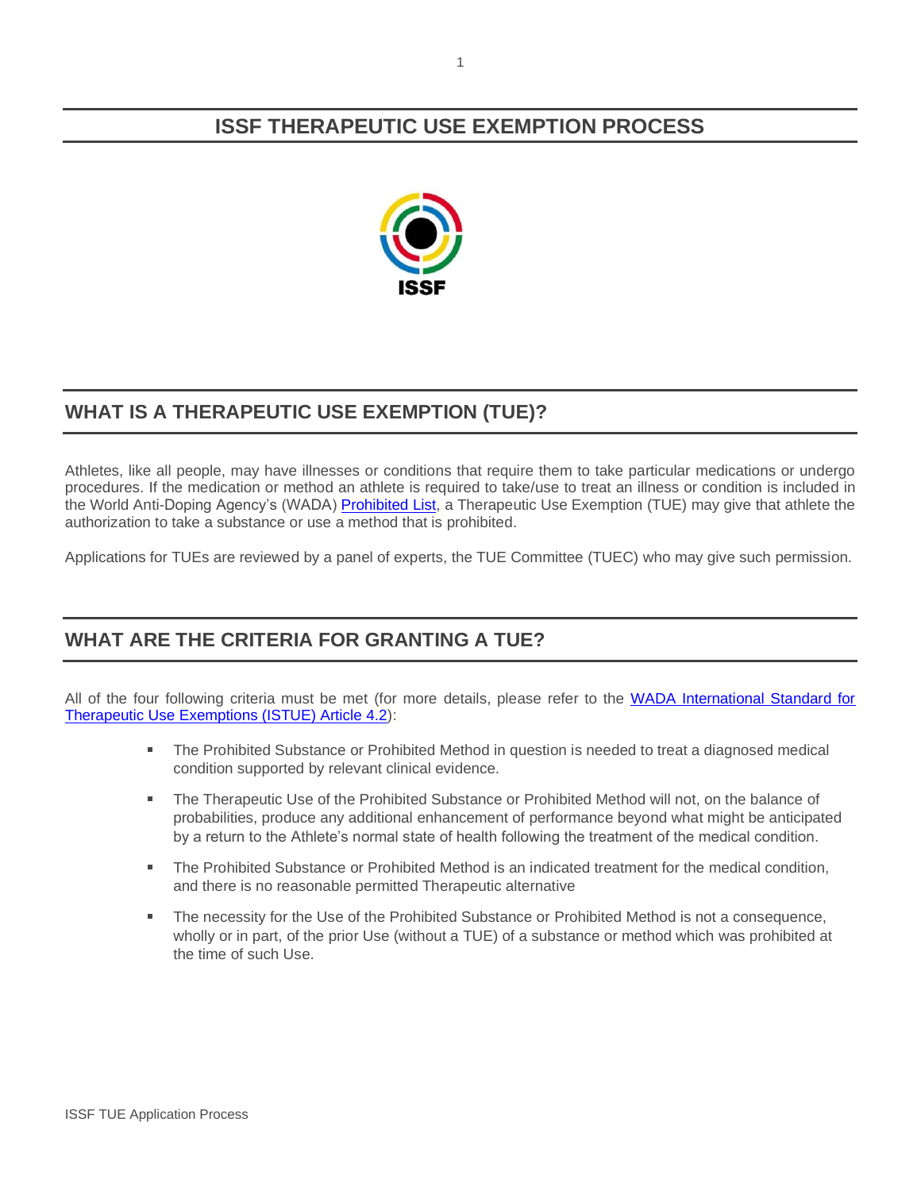# ISSF THERAPEUTIC USE EXEMPTION PROCESS

ISSF

## WHAT IS A THERAPEUTIC USE EXEMPTION (TUE)?

Athletes, like all people, may have illnesses or conditions that require them to take particular medications or undergo procedures. If the medication or method an athlete is required to take/use to treat an illness or condition is included in the World Anti-Doping Agency's (WADA) Prohibited List, a Therapeutic Use Exemption (TUE) may give that athlete the authorization to take a substance or use a method that is prohibited.

Applications for TUEs are reviewed by a panel of experts, the TUE Committee (TUEC) who may give such permission.

## WHAT ARE THE CRITERIA FOR GRANTING A TUE?

All of the four following criteria must be met (for more details, please refer to the WADA International Standard for Therapeutic Use Exemptions (ISTUE) Article 4.2):

- The Prohibited Substance or Prohibited Method in question is needed to treat a diagnosed medical condition supported by relevant clinical evidence.
- The Therapeutic Use of the Prohibited Substance or Prohibited Method will not, on the balance of probabilities, produce any additional enhancement of performance beyond what might be anticipated by a return to the Athlete's normal state of health following the treatment of the medical condition.
- The Prohibited Substance or Prohibited Method is an indicated treatment for the medical condition, and there is no reasonable permitted Therapeutic alternative
- The necessity for the Use of the Prohibited Substance or Prohibited Method is not a consequence, wholly or in part, of the prior Use (without a TUE) of a substance or method which was prohibited at the time of such Use.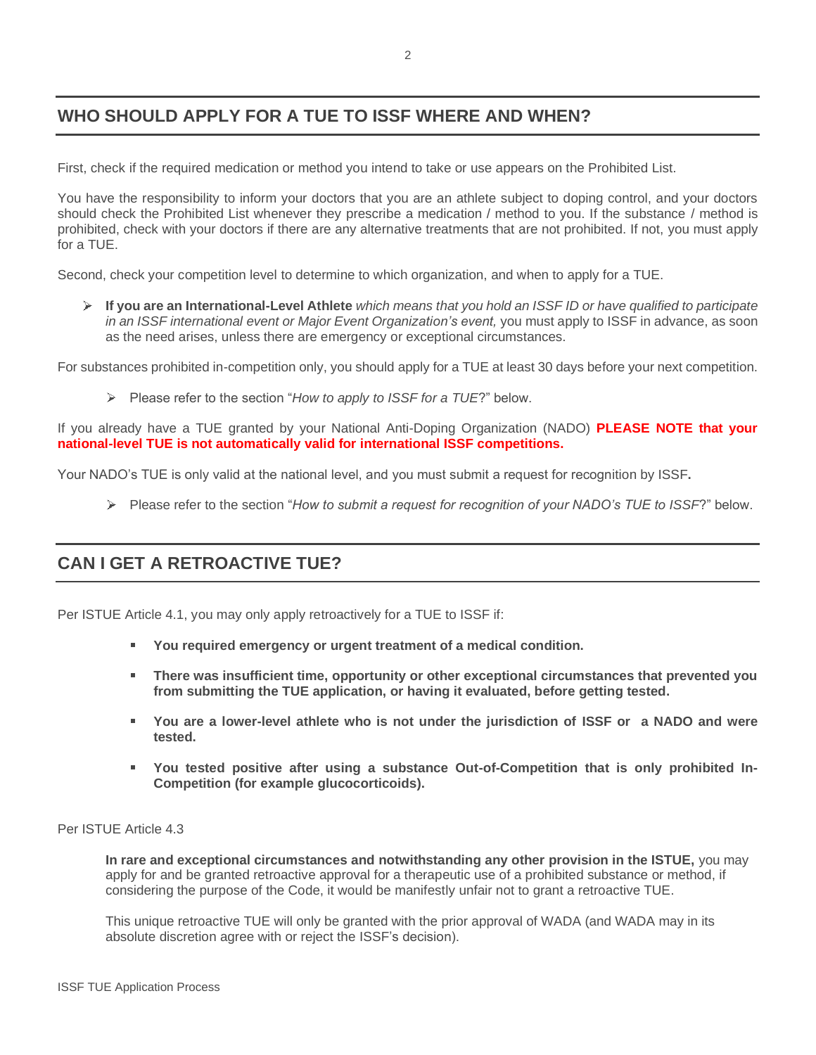## WHO SHOULD APPLY FOR A TUE TO ISSF WHERE AND WHEN?

First, check if the required medication or method you intend to take or use appears on the Prohibited List.

You have the responsibility to inform your doctors that you are an athlete subject to doping control, and your doctors should check the Prohibited List whenever they prescribe a medication / method to you. If the substance / method is prohibited, check with your doctors if there are any alternative treatments that are not prohibited. If not, you must apply for a TUE.

Second, check your competition level to determine to which organization, and when to apply for a TUE.

- **If you are an International-Level Athlete** *which means that you hold an ISSF ID or have qualified to participate in an ISSF international event or Major Event Organization's event,* you must apply to ISSF in advance, as soon as the need arises, unless there are emergency or exceptional circumstances.

For substances prohibited in-competition only, you should apply for a TUE at least 30 days before your next competition.

- Please refer to the section "*How to apply to ISSF for a TUE*?" below.

If you already have a TUE granted by your National Anti-Doping Organization (NADO) **PLEASE NOTE that your national-level TUE is not automatically valid for international ISSF competitions.**

Your NADO's TUE is only valid at the national level, and you must submit a request for recognition by ISSF**.**

- Please refer to the section "*How to submit a request for recognition of your NADO's TUE to ISSF*?" below.

## CAN I GET A RETROACTIVE TUE?

Per ISTUE Article 4.1, you may only apply retroactively for a TUE to ISSF if:

- **You required emergency or urgent treatment of a medical condition.**
- **There was insufficient time, opportunity or other exceptional circumstances that prevented you from submitting the TUE application, or having it evaluated, before getting tested.**
- **You are a lower-level athlete who is not under the jurisdiction of ISSF or a NADO and were tested.**
- **You tested positive after using a substance Out-of-Competition that is only prohibited In-Competition (for example glucocorticoids).**

Per ISTUE Article 4.3

**In rare and exceptional circumstances and notwithstanding any other provision in the ISTUE,** you may apply for and be granted retroactive approval for a therapeutic use of a prohibited substance or method, if considering the purpose of the Code, it would be manifestly unfair not to grant a retroactive TUE.

This unique retroactive TUE will only be granted with the prior approval of WADA (and WADA may in its absolute discretion agree with or reject the ISSF's decision).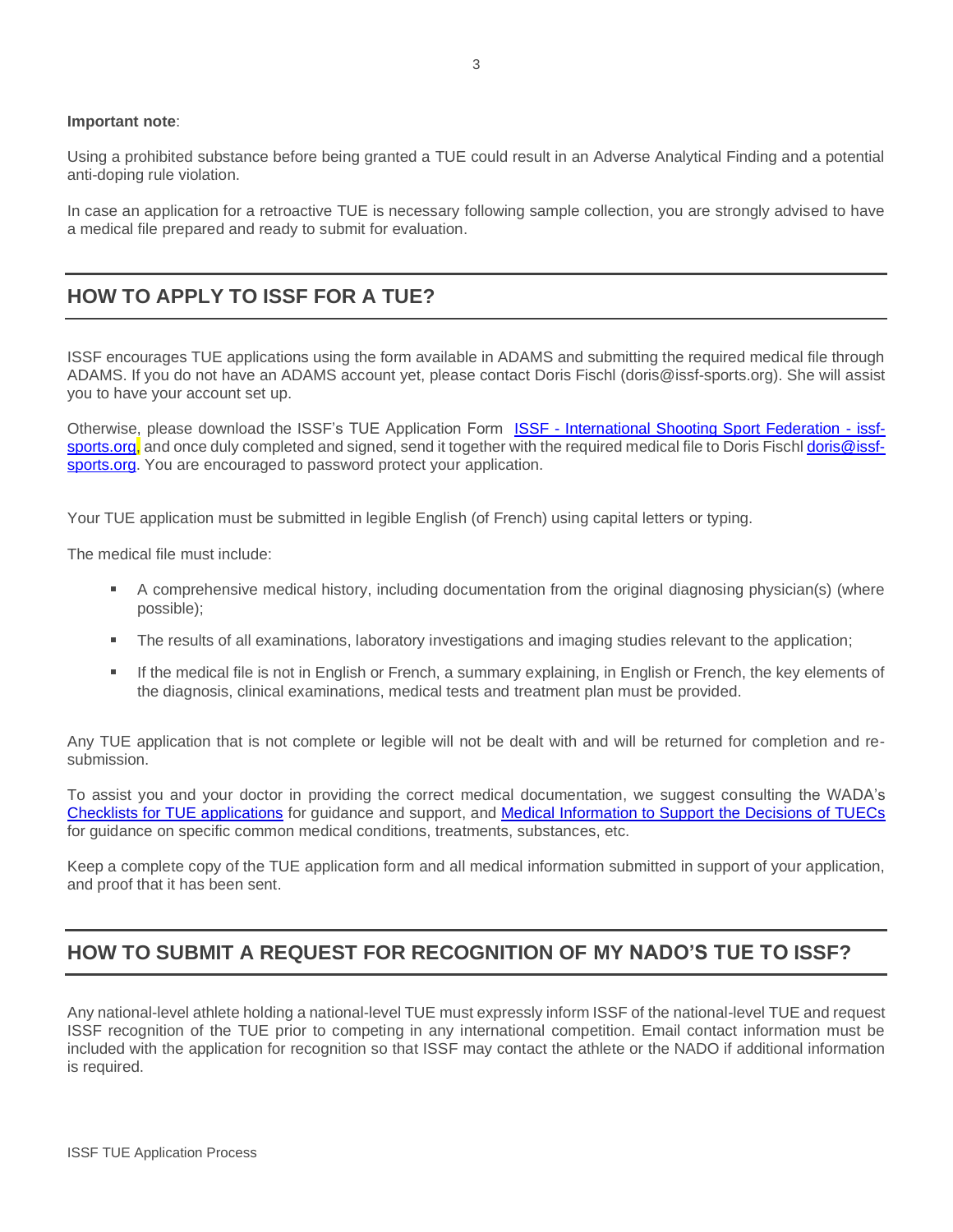**Important note**:

Using a prohibited substance before being granted a TUE could result in an Adverse Analytical Finding and a potential anti-doping rule violation.

In case an application for a retroactive TUE is necessary following sample collection, you are strongly advised to have a medical file prepared and ready to submit for evaluation.

## HOW TO APPLY TO ISSF FOR A TUE?

ISSF encourages TUE applications using the form available in ADAMS and submitting the required medical file through ADAMS. If you do not have an ADAMS account yet, please contact Doris Fischl (doris@issf-sports.org). She will assist you to have your account set up.

Otherwise, please download the ISSF's TUE Application Form [ISSF - International Shooting Sport Federation - issf-sports.org](), and once duly completed and signed, send it together with the required medical file to Doris Fischl [doris@issf-sports.org](). You are encouraged to password protect your application.

Your TUE application must be submitted in legible English (of French) using capital letters or typing.

The medical file must include:

- A comprehensive medical history, including documentation from the original diagnosing physician(s) (where possible);
- The results of all examinations, laboratory investigations and imaging studies relevant to the application;
- If the medical file is not in English or French, a summary explaining, in English or French, the key elements of the diagnosis, clinical examinations, medical tests and treatment plan must be provided.

Any TUE application that is not complete or legible will not be dealt with and will be returned for completion and re-submission.

To assist you and your doctor in providing the correct medical documentation, we suggest consulting the WADA's [Checklists for TUE applications]() for guidance and support, and [Medical Information to Support the Decisions of TUECs]() for guidance on specific common medical conditions, treatments, substances, etc.

Keep a complete copy of the TUE application form and all medical information submitted in support of your application, and proof that it has been sent.

## HOW TO SUBMIT A REQUEST FOR RECOGNITION OF MY NADO'S TUE TO ISSF?

Any national-level athlete holding a national-level TUE must expressly inform ISSF of the national-level TUE and request ISSF recognition of the TUE prior to competing in any international competition. Email contact information must be included with the application for recognition so that ISSF may contact the athlete or the NADO if additional information is required.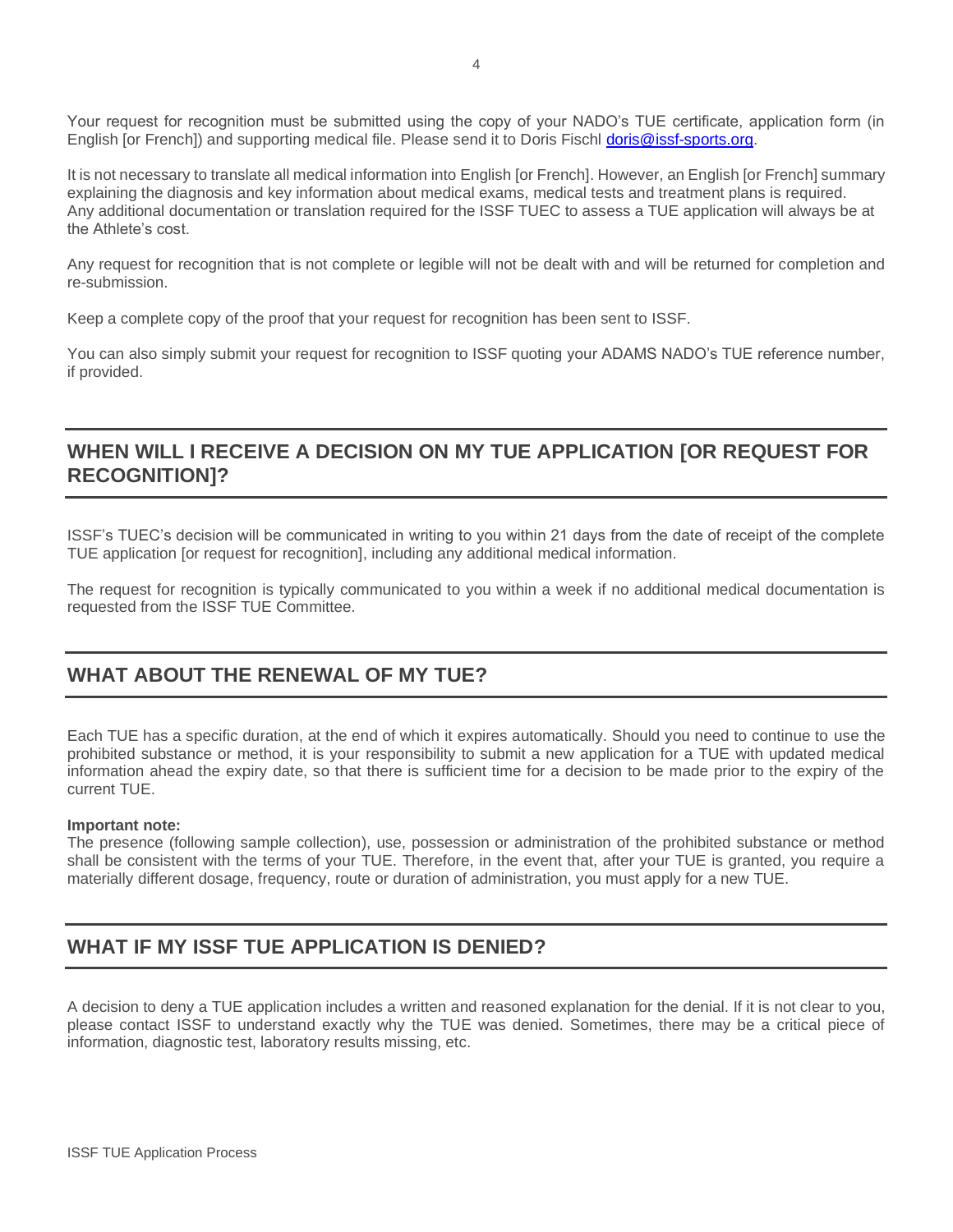Your request for recognition must be submitted using the copy of your NADO's TUE certificate, application form (in English [or French]) and supporting medical file. Please send it to Doris Fischl [doris@issf-sports.org](mailto:doris@issf-sports.org).

It is not necessary to translate all medical information into English [or French]. However, an English [or French] summary explaining the diagnosis and key information about medical exams, medical tests and treatment plans is required. Any additional documentation or translation required for the ISSF TUEC to assess a TUE application will always be at the Athlete's cost.

Any request for recognition that is not complete or legible will not be dealt with and will be returned for completion and re-submission.

Keep a complete copy of the proof that your request for recognition has been sent to ISSF.

You can also simply submit your request for recognition to ISSF quoting your ADAMS NADO's TUE reference number, if provided.

## WHEN WILL I RECEIVE A DECISION ON MY TUE APPLICATION [OR REQUEST FOR RECOGNITION]?

ISSF's TUEC's decision will be communicated in writing to you within 21 days from the date of receipt of the complete TUE application [or request for recognition], including any additional medical information.

The request for recognition is typically communicated to you within a week if no additional medical documentation is requested from the ISSF TUE Committee.

## WHAT ABOUT THE RENEWAL OF MY TUE?

Each TUE has a specific duration, at the end of which it expires automatically. Should you need to continue to use the prohibited substance or method, it is your responsibility to submit a new application for a TUE with updated medical information ahead the expiry date, so that there is sufficient time for a decision to be made prior to the expiry of the current TUE.

**Important note:**
The presence (following sample collection), use, possession or administration of the prohibited substance or method shall be consistent with the terms of your TUE. Therefore, in the event that, after your TUE is granted, you require a materially different dosage, frequency, route or duration of administration, you must apply for a new TUE.

## WHAT IF MY ISSF TUE APPLICATION IS DENIED?

A decision to deny a TUE application includes a written and reasoned explanation for the denial. If it is not clear to you, please contact ISSF to understand exactly why the TUE was denied. Sometimes, there may be a critical piece of information, diagnostic test, laboratory results missing, etc.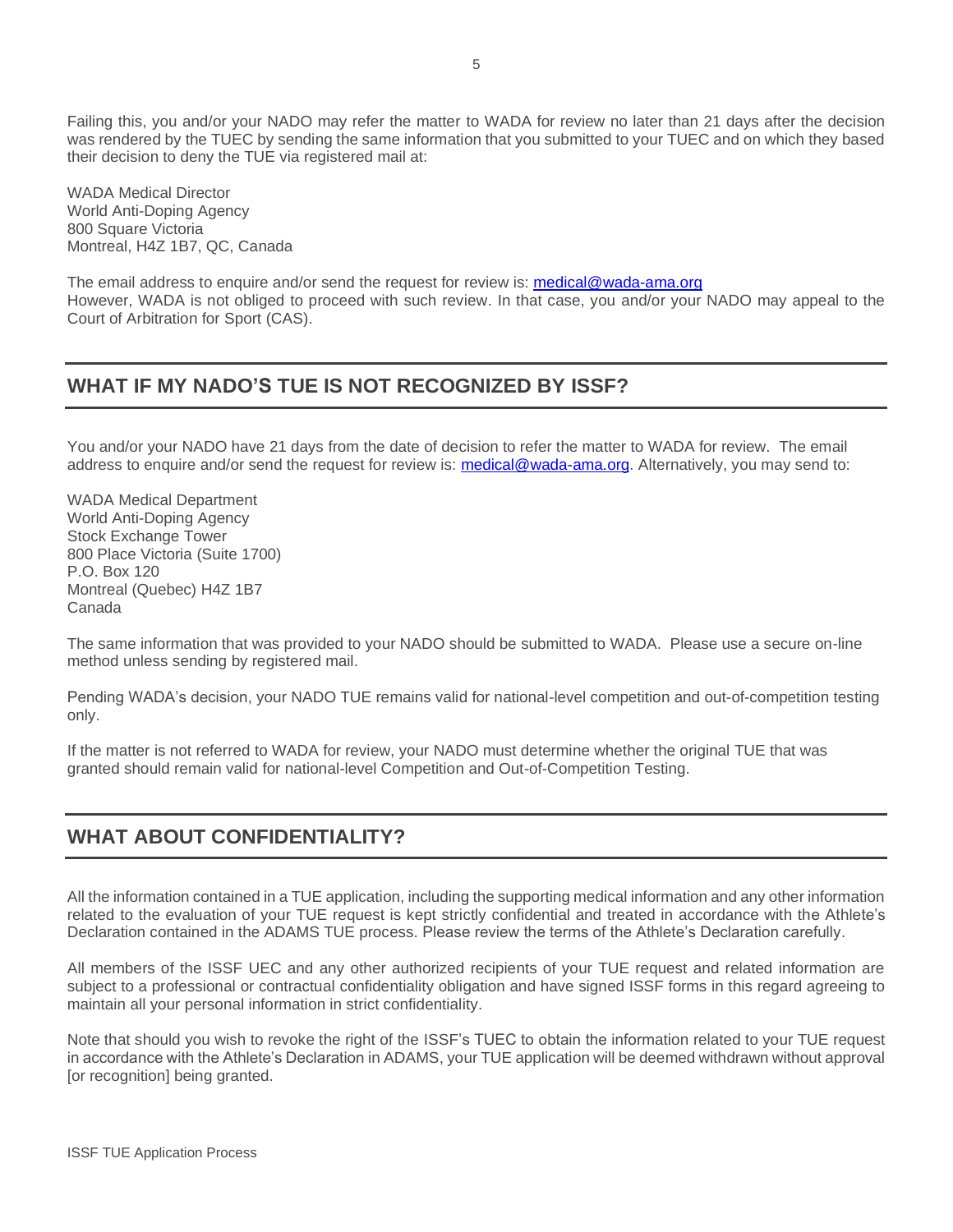Failing this, you and/or your NADO may refer the matter to WADA for review no later than 21 days after the decision was rendered by the TUEC by sending the same information that you submitted to your TUEC and on which they based their decision to deny the TUE via registered mail at:

WADA Medical Director
World Anti-Doping Agency
800 Square Victoria
Montreal, H4Z 1B7, QC, Canada

The email address to enquire and/or send the request for review is: medical@wada-ama.org
However, WADA is not obliged to proceed with such review. In that case, you and/or your NADO may appeal to the Court of Arbitration for Sport (CAS).

## WHAT IF MY NADO'S TUE IS NOT RECOGNIZED BY ISSF?

You and/or your NADO have 21 days from the date of decision to refer the matter to WADA for review. The email address to enquire and/or send the request for review is: medical@wada-ama.org. Alternatively, you may send to:

WADA Medical Department
World Anti-Doping Agency
Stock Exchange Tower
800 Place Victoria (Suite 1700)
P.O. Box 120
Montreal (Quebec) H4Z 1B7
Canada

The same information that was provided to your NADO should be submitted to WADA. Please use a secure on-line method unless sending by registered mail.

Pending WADA's decision, your NADO TUE remains valid for national-level competition and out-of-competition testing only.

If the matter is not referred to WADA for review, your NADO must determine whether the original TUE that was granted should remain valid for national-level Competition and Out-of-Competition Testing.

## WHAT ABOUT CONFIDENTIALITY?

All the information contained in a TUE application, including the supporting medical information and any other information related to the evaluation of your TUE request is kept strictly confidential and treated in accordance with the Athlete's Declaration contained in the ADAMS TUE process. Please review the terms of the Athlete's Declaration carefully.

All members of the ISSF UEC and any other authorized recipients of your TUE request and related information are subject to a professional or contractual confidentiality obligation and have signed ISSF forms in this regard agreeing to maintain all your personal information in strict confidentiality.

Note that should you wish to revoke the right of the ISSF's TUEC to obtain the information related to your TUE request in accordance with the Athlete's Declaration in ADAMS, your TUE application will be deemed withdrawn without approval [or recognition] being granted.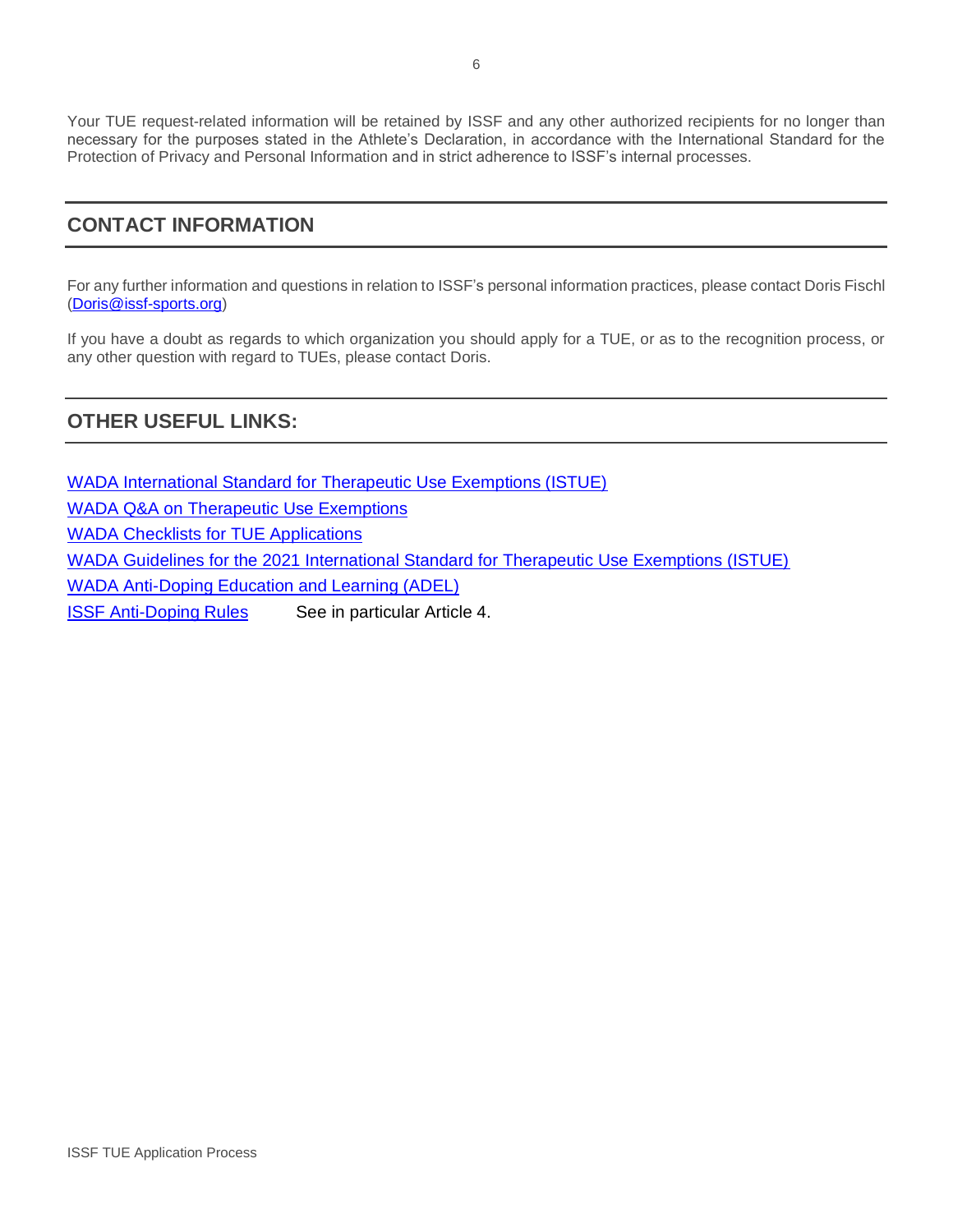Your TUE request-related information will be retained by ISSF and any other authorized recipients for no longer than necessary for the purposes stated in the Athlete's Declaration, in accordance with the International Standard for the Protection of Privacy and Personal Information and in strict adherence to ISSF's internal processes.

## CONTACT INFORMATION

For any further information and questions in relation to ISSF's personal information practices, please contact Doris Fischl (Doris@issf-sports.org)

If you have a doubt as regards to which organization you should apply for a TUE, or as to the recognition process, or any other question with regard to TUEs, please contact Doris.

## OTHER USEFUL LINKS:

WADA International Standard for Therapeutic Use Exemptions (ISTUE)

WADA Q&A on Therapeutic Use Exemptions

WADA Checklists for TUE Applications

WADA Guidelines for the 2021 International Standard for Therapeutic Use Exemptions (ISTUE)

WADA Anti-Doping Education and Learning (ADEL)

ISSF Anti-Doping Rules — See in particular Article 4.